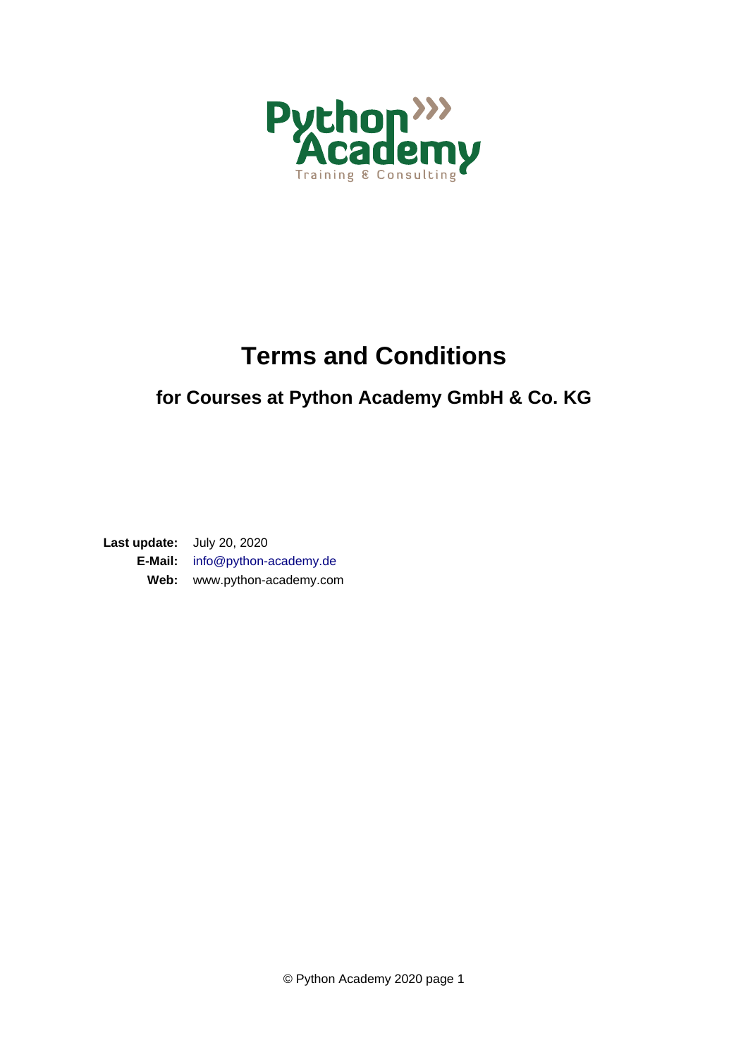# Terms and Conditions

## for Courses at Python Academy GmbH & Co. KG

**Last update:** July 20, 2020
**E-Mail:** info@python-academy.de
**Web:** www.python-academy.com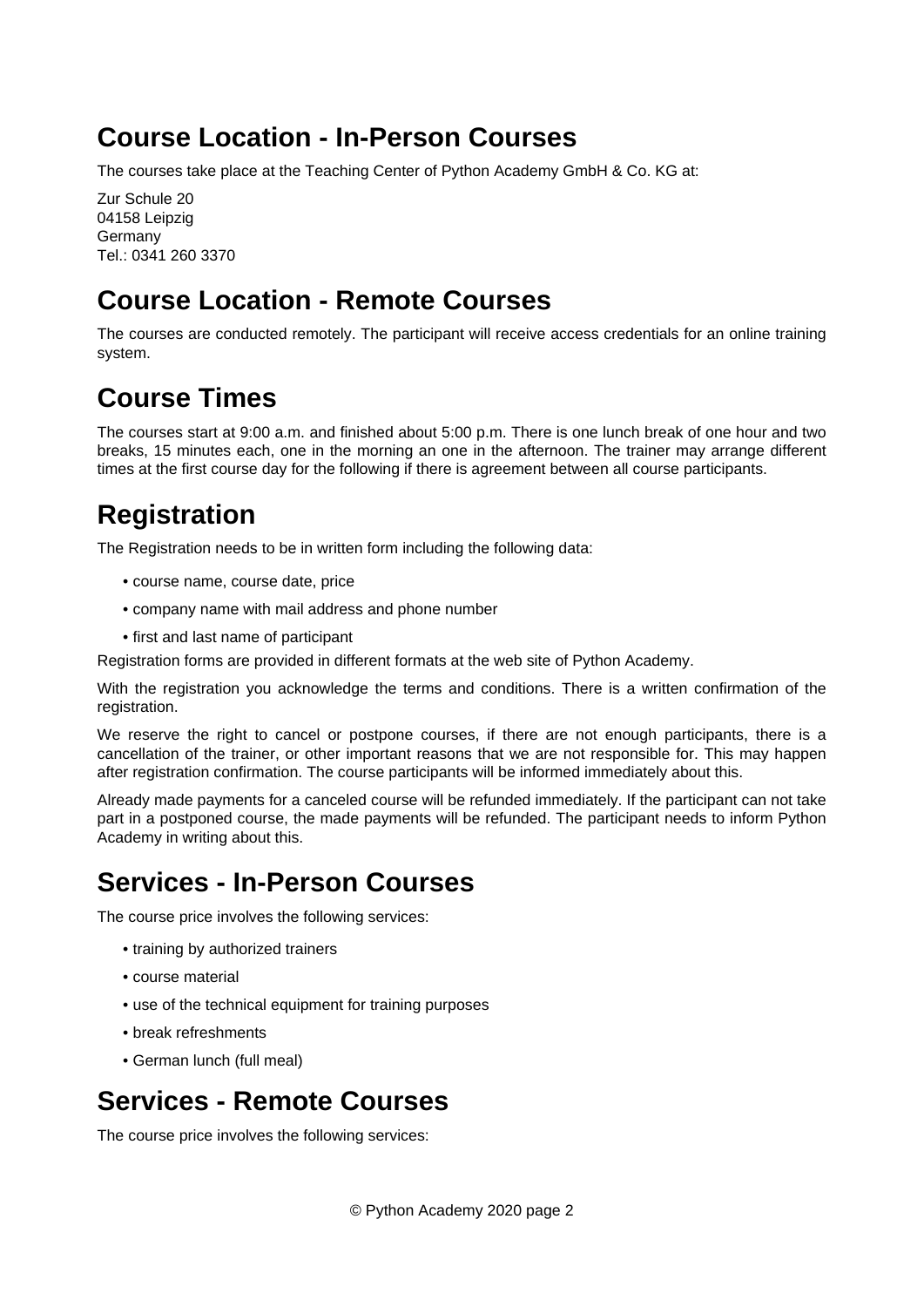## Course Location - In-Person Courses

The courses take place at the Teaching Center of Python Academy GmbH & Co. KG at:

Zur Schule 20
04158 Leipzig
Germany
Tel.: 0341 260 3370

## Course Location - Remote Courses

The courses are conducted remotely. The participant will receive access credentials for an online training system.

## Course Times

The courses start at 9:00 a.m. and finished about 5:00 p.m. There is one lunch break of one hour and two breaks, 15 minutes each, one in the morning an one in the afternoon. The trainer may arrange different times at the first course day for the following if there is agreement between all course participants.

## Registration

The Registration needs to be in written form including the following data:

- course name, course date, price
- company name with mail address and phone number
- first and last name of participant

Registration forms are provided in different formats at the web site of Python Academy.

With the registration you acknowledge the terms and conditions. There is a written confirmation of the registration.

We reserve the right to cancel or postpone courses, if there are not enough participants, there is a cancellation of the trainer, or other important reasons that we are not responsible for. This may happen after registration confirmation. The course participants will be informed immediately about this.

Already made payments for a canceled course will be refunded immediately. If the participant can not take part in a postponed course, the made payments will be refunded. The participant needs to inform Python Academy in writing about this.

## Services - In-Person Courses

The course price involves the following services:

- training by authorized trainers
- course material
- use of the technical equipment for training purposes
- break refreshments
- German lunch (full meal)

## Services - Remote Courses

The course price involves the following services: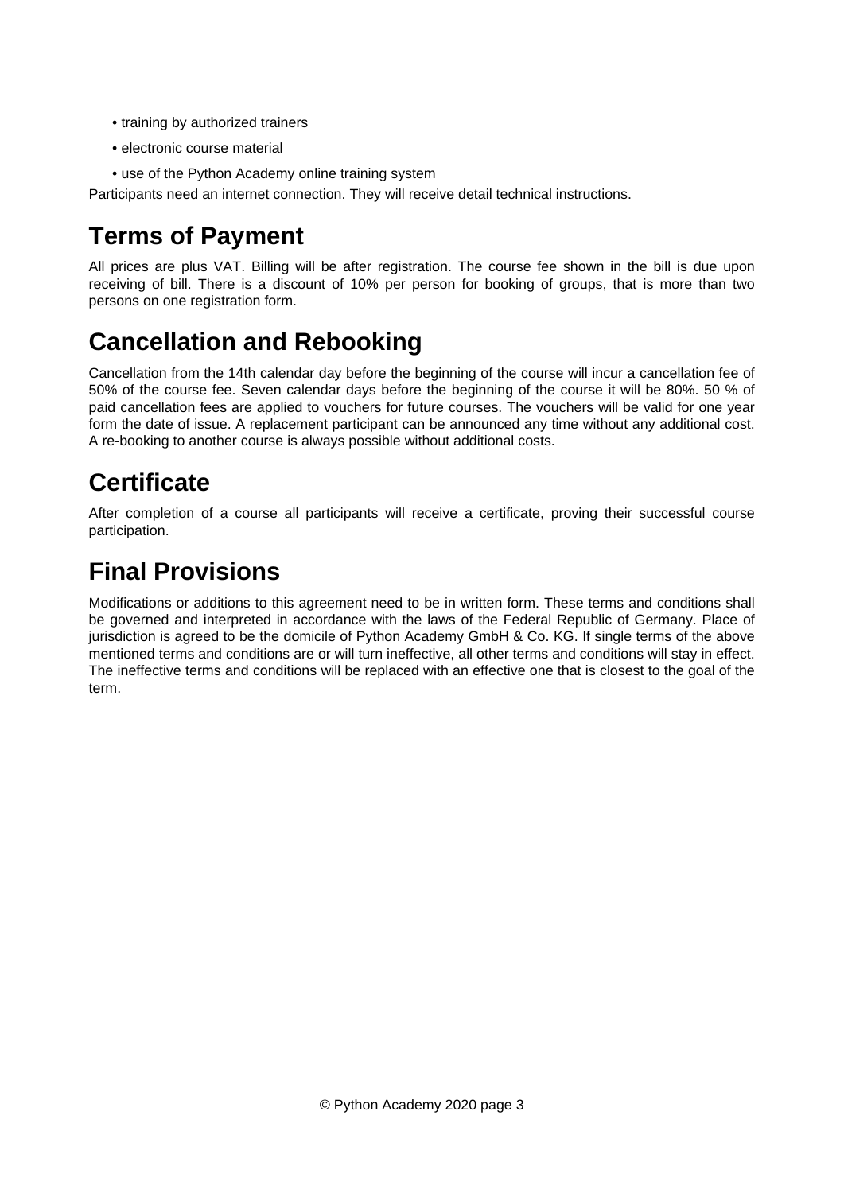- training by authorized trainers
- electronic course material
- use of the Python Academy online training system

Participants need an internet connection. They will receive detail technical instructions.

## Terms of Payment

All prices are plus VAT. Billing will be after registration. The course fee shown in the bill is due upon receiving of bill. There is a discount of 10% per person for booking of groups, that is more than two persons on one registration form.

## Cancellation and Rebooking

Cancellation from the 14th calendar day before the beginning of the course will incur a cancellation fee of 50% of the course fee. Seven calendar days before the beginning of the course it will be 80%. 50 % of paid cancellation fees are applied to vouchers for future courses. The vouchers will be valid for one year form the date of issue. A replacement participant can be announced any time without any additional cost. A re-booking to another course is always possible without additional costs.

## Certificate

After completion of a course all participants will receive a certificate, proving their successful course participation.

## Final Provisions

Modifications or additions to this agreement need to be in written form. These terms and conditions shall be governed and interpreted in accordance with the laws of the Federal Republic of Germany. Place of jurisdiction is agreed to be the domicile of Python Academy GmbH & Co. KG. If single terms of the above mentioned terms and conditions are or will turn ineffective, all other terms and conditions will stay in effect. The ineffective terms and conditions will be replaced with an effective one that is closest to the goal of the term.